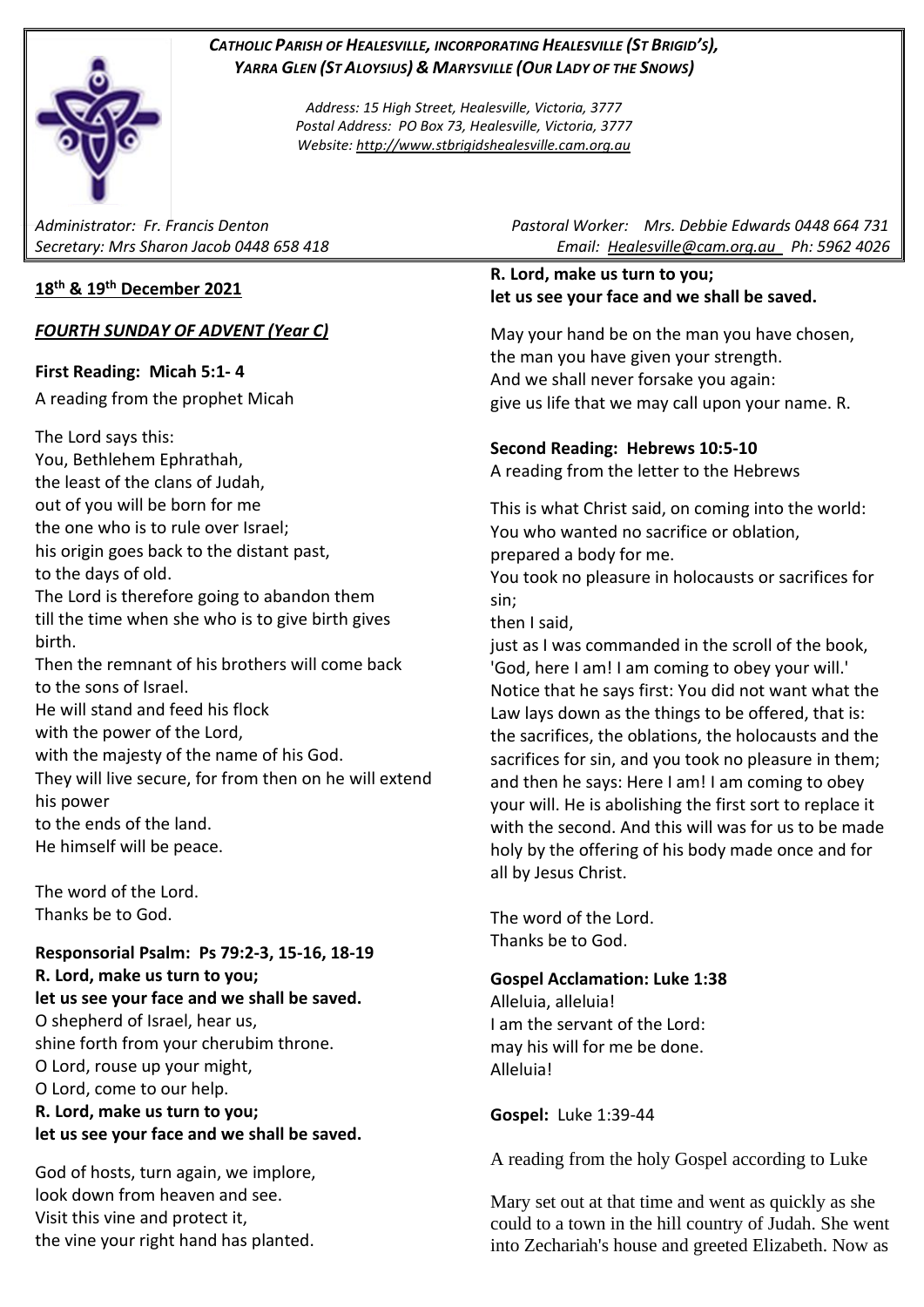***CATHOLIC PARISH OF HEALESVILLE, INCORPORATING HEALESVILLE (ST BRIGID'S), YARRA GLEN (ST ALOYSIUS) & MARYSVILLE (OUR LADY OF THE SNOWS)***

*Address: 15 High Street, Healesville, Victoria, 3777*
*Postal Address: PO Box 73, Healesville, Victoria, 3777*
*Website: http://www.stbrigidshealesville.cam.org.au*

*Administrator: Fr. Francis Denton* | *Pastoral Worker: Mrs. Debbie Edwards 0448 664 731*
*Secretary: Mrs Sharon Jacob 0448 658 418* | *Email: Healesville@cam.org.au Ph: 5962 4026*

**18th & 19th December 2021**

***FOURTH SUNDAY OF ADVENT (Year C)***

**First Reading: Micah 5:1- 4**

A reading from the prophet Micah

The Lord says this:
You, Bethlehem Ephrathah,
the least of the clans of Judah,
out of you will be born for me
the one who is to rule over Israel;
his origin goes back to the distant past,
to the days of old.
The Lord is therefore going to abandon them
till the time when she who is to give birth gives birth.
Then the remnant of his brothers will come back
to the sons of Israel.
He will stand and feed his flock
with the power of the Lord,
with the majesty of the name of his God.
They will live secure, for from then on he will extend his power
to the ends of the land.
He himself will be peace.

The word of the Lord.
Thanks be to God.

**Responsorial Psalm: Ps 79:2-3, 15-16, 18-19**
**R. Lord, make us turn to you;**
**let us see your face and we shall be saved.**
O shepherd of Israel, hear us,
shine forth from your cherubim throne.
O Lord, rouse up your might,
O Lord, come to our help.
**R. Lord, make us turn to you;**
**let us see your face and we shall be saved.**

God of hosts, turn again, we implore,
look down from heaven and see.
Visit this vine and protect it,
the vine your right hand has planted.
**R. Lord, make us turn to you;**
**let us see your face and we shall be saved.**

May your hand be on the man you have chosen,
the man you have given your strength.
And we shall never forsake you again:
give us life that we may call upon your name. R.

**Second Reading: Hebrews 10:5-10**

A reading from the letter to the Hebrews

This is what Christ said, on coming into the world:
You who wanted no sacrifice or oblation,
prepared a body for me.
You took no pleasure in holocausts or sacrifices for sin;
then I said,
just as I was commanded in the scroll of the book,
'God, here I am! I am coming to obey your will.'
Notice that he says first: You did not want what the Law lays down as the things to be offered, that is: the sacrifices, the oblations, the holocausts and the sacrifices for sin, and you took no pleasure in them; and then he says: Here I am! I am coming to obey your will. He is abolishing the first sort to replace it with the second. And this will was for us to be made holy by the offering of his body made once and for all by Jesus Christ.

The word of the Lord.
Thanks be to God.

**Gospel Acclamation: Luke 1:38**
Alleluia, alleluia!
I am the servant of the Lord:
may his will for me be done.
Alleluia!

**Gospel:** Luke 1:39-44

A reading from the holy Gospel according to Luke

Mary set out at that time and went as quickly as she could to a town in the hill country of Judah. She went into Zechariah's house and greeted Elizabeth. Now as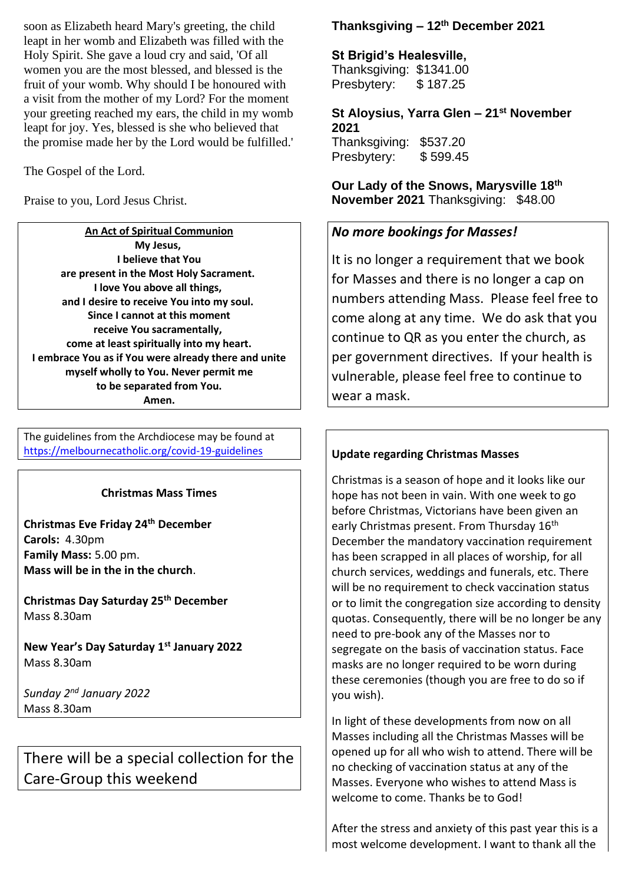soon as Elizabeth heard Mary's greeting, the child leapt in her womb and Elizabeth was filled with the Holy Spirit. She gave a loud cry and said, 'Of all women you are the most blessed, and blessed is the fruit of your womb. Why should I be honoured with a visit from the mother of my Lord? For the moment your greeting reached my ears, the child in my womb leapt for joy. Yes, blessed is she who believed that the promise made her by the Lord would be fulfilled.'

The Gospel of the Lord.

Praise to you, Lord Jesus Christ.

**An Act of Spiritual Communion**

**My Jesus,**
**I believe that You**
**are present in the Most Holy Sacrament.**
**I love You above all things,**
**and I desire to receive You into my soul.**
**Since I cannot at this moment**
**receive You sacramentally,**
**come at least spiritually into my heart.**
**I embrace You as if You were already there and unite myself wholly to You. Never permit me**
**to be separated from You.**
**Amen.**

The guidelines from the Archdiocese may be found at https://melbournecatholic.org/covid-19-guidelines

**Christmas Mass Times**

**Christmas Eve Friday 24th December**
**Carols:** 4.30pm
**Family Mass:** 5.00 pm.
**Mass will be in the in the church**.

**Christmas Day Saturday 25th December**
Mass 8.30am

**New Year's Day Saturday 1st January 2022**
Mass 8.30am

*Sunday 2nd January 2022*
Mass 8.30am

There will be a special collection for the Care-Group this weekend

**Thanksgiving – 12th December 2021**

**St Brigid's Healesville,**
Thanksgiving: $1341.00
Presbytery: $ 187.25

**St Aloysius, Yarra Glen – 21st November 2021**
Thanksgiving: $537.20
Presbytery: $ 599.45

**Our Lady of the Snows, Marysville 18th November 2021** Thanksgiving: $48.00

***No more bookings for Masses!***

It is no longer a requirement that we book for Masses and there is no longer a cap on numbers attending Mass. Please feel free to come along at any time. We do ask that you continue to QR as you enter the church, as per government directives. If your health is vulnerable, please feel free to continue to wear a mask.

**Update regarding Christmas Masses**

Christmas is a season of hope and it looks like our hope has not been in vain. With one week to go before Christmas, Victorians have been given an early Christmas present. From Thursday 16th December the mandatory vaccination requirement has been scrapped in all places of worship, for all church services, weddings and funerals, etc. There will be no requirement to check vaccination status or to limit the congregation size according to density quotas. Consequently, there will be no longer be any need to pre-book any of the Masses nor to segregate on the basis of vaccination status. Face masks are no longer required to be worn during these ceremonies (though you are free to do so if you wish).

In light of these developments from now on all Masses including all the Christmas Masses will be opened up for all who wish to attend. There will be no checking of vaccination status at any of the Masses. Everyone who wishes to attend Mass is welcome to come. Thanks be to God!

After the stress and anxiety of this past year this is a most welcome development. I want to thank all the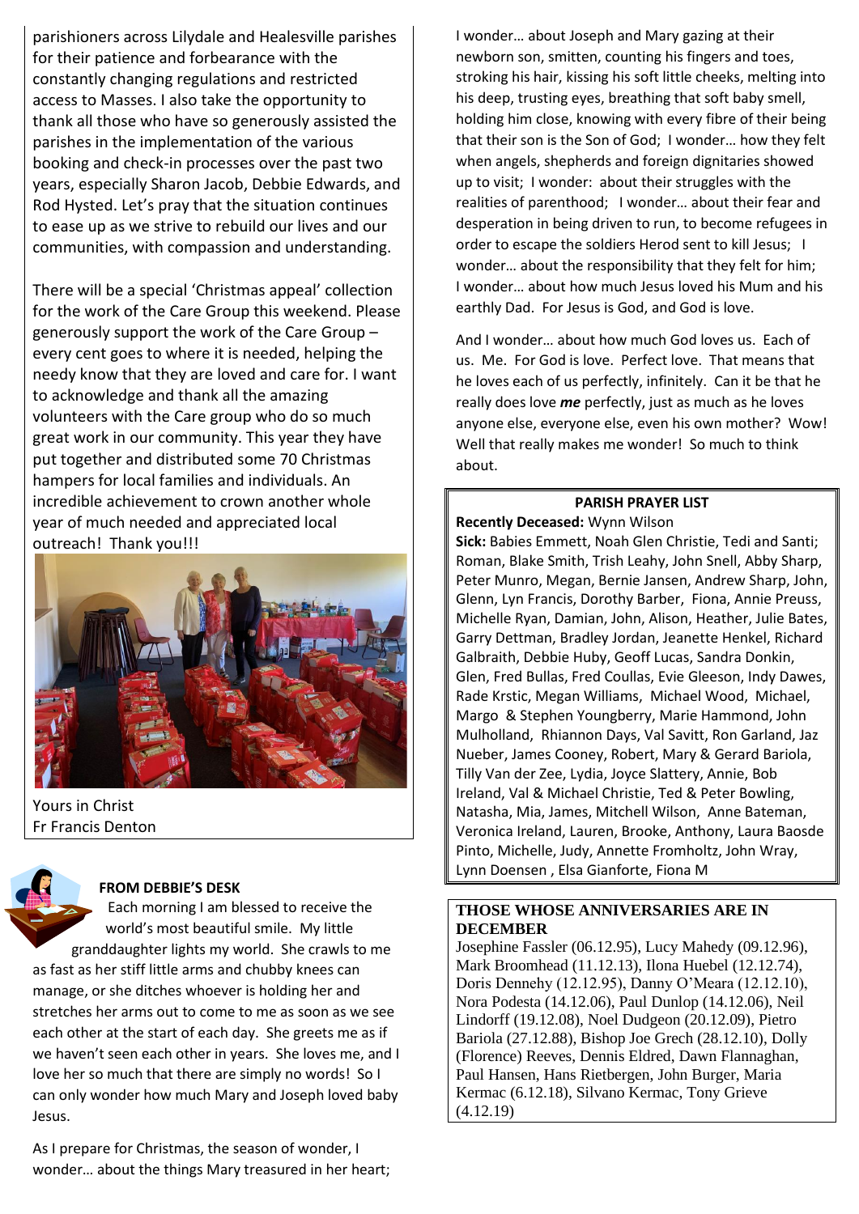parishioners across Lilydale and Healesville parishes for their patience and forbearance with the constantly changing regulations and restricted access to Masses. I also take the opportunity to thank all those who have so generously assisted the parishes in the implementation of the various booking and check-in processes over the past two years, especially Sharon Jacob, Debbie Edwards, and Rod Hysted. Let's pray that the situation continues to ease up as we strive to rebuild our lives and our communities, with compassion and understanding.

There will be a special 'Christmas appeal' collection for the work of the Care Group this weekend. Please generously support the work of the Care Group – every cent goes to where it is needed, helping the needy know that they are loved and care for. I want to acknowledge and thank all the amazing volunteers with the Care group who do so much great work in our community. This year they have put together and distributed some 70 Christmas hampers for local families and individuals. An incredible achievement to crown another whole year of much needed and appreciated local outreach! Thank you!!!

Yours in Christ
Fr Francis Denton

### FROM DEBBIE'S DESK

Each morning I am blessed to receive the world's most beautiful smile. My little granddaughter lights my world. She crawls to me as fast as her stiff little arms and chubby knees can manage, or she ditches whoever is holding her and stretches her arms out to come to me as soon as we see each other at the start of each day. She greets me as if we haven't seen each other in years. She loves me, and I love her so much that there are simply no words! So I can only wonder how much Mary and Joseph loved baby Jesus.

As I prepare for Christmas, the season of wonder, I wonder… about the things Mary treasured in her heart; I wonder… about Joseph and Mary gazing at their newborn son, smitten, counting his fingers and toes, stroking his hair, kissing his soft little cheeks, melting into his deep, trusting eyes, breathing that soft baby smell, holding him close, knowing with every fibre of their being that their son is the Son of God; I wonder… how they felt when angels, shepherds and foreign dignitaries showed up to visit; I wonder: about their struggles with the realities of parenthood; I wonder… about their fear and desperation in being driven to run, to become refugees in order to escape the soldiers Herod sent to kill Jesus; I wonder… about the responsibility that they felt for him; I wonder… about how much Jesus loved his Mum and his earthly Dad. For Jesus is God, and God is love.

And I wonder… about how much God loves us. Each of us. Me. For God is love. Perfect love. That means that he loves each of us perfectly, infinitely. Can it be that he really does love ***me*** perfectly, just as much as he loves anyone else, everyone else, even his own mother? Wow! Well that really makes me wonder! So much to think about.

### PARISH PRAYER LIST

**Recently Deceased:** Wynn Wilson

**Sick:** Babies Emmett, Noah Glen Christie, Tedi and Santi; Roman, Blake Smith, Trish Leahy, John Snell, Abby Sharp, Peter Munro, Megan, Bernie Jansen, Andrew Sharp, John, Glenn, Lyn Francis, Dorothy Barber, Fiona, Annie Preuss, Michelle Ryan, Damian, John, Alison, Heather, Julie Bates, Garry Dettman, Bradley Jordan, Jeanette Henkel, Richard Galbraith, Debbie Huby, Geoff Lucas, Sandra Donkin, Glen, Fred Bullas, Fred Coullas, Evie Gleeson, Indy Dawes, Rade Krstic, Megan Williams, Michael Wood, Michael, Margo & Stephen Youngberry, Marie Hammond, John Mulholland, Rhiannon Days, Val Savitt, Ron Garland, Jaz Nueber, James Cooney, Robert, Mary & Gerard Bariola, Tilly Van der Zee, Lydia, Joyce Slattery, Annie, Bob Ireland, Val & Michael Christie, Ted & Peter Bowling, Natasha, Mia, James, Mitchell Wilson, Anne Bateman, Veronica Ireland, Lauren, Brooke, Anthony, Laura Baosde Pinto, Michelle, Judy, Annette Fromholtz, John Wray, Lynn Doensen , Elsa Gianforte, Fiona M

### THOSE WHOSE ANNIVERSARIES ARE IN DECEMBER

Josephine Fassler (06.12.95), Lucy Mahedy (09.12.96), Mark Broomhead (11.12.13), Ilona Huebel (12.12.74), Doris Dennehy (12.12.95), Danny O'Meara (12.12.10), Nora Podesta (14.12.06), Paul Dunlop (14.12.06), Neil Lindorff (19.12.08), Noel Dudgeon (20.12.09), Pietro Bariola (27.12.88), Bishop Joe Grech (28.12.10), Dolly (Florence) Reeves, Dennis Eldred, Dawn Flannaghan, Paul Hansen, Hans Rietbergen, John Burger, Maria Kermac (6.12.18), Silvano Kermac, Tony Grieve (4.12.19)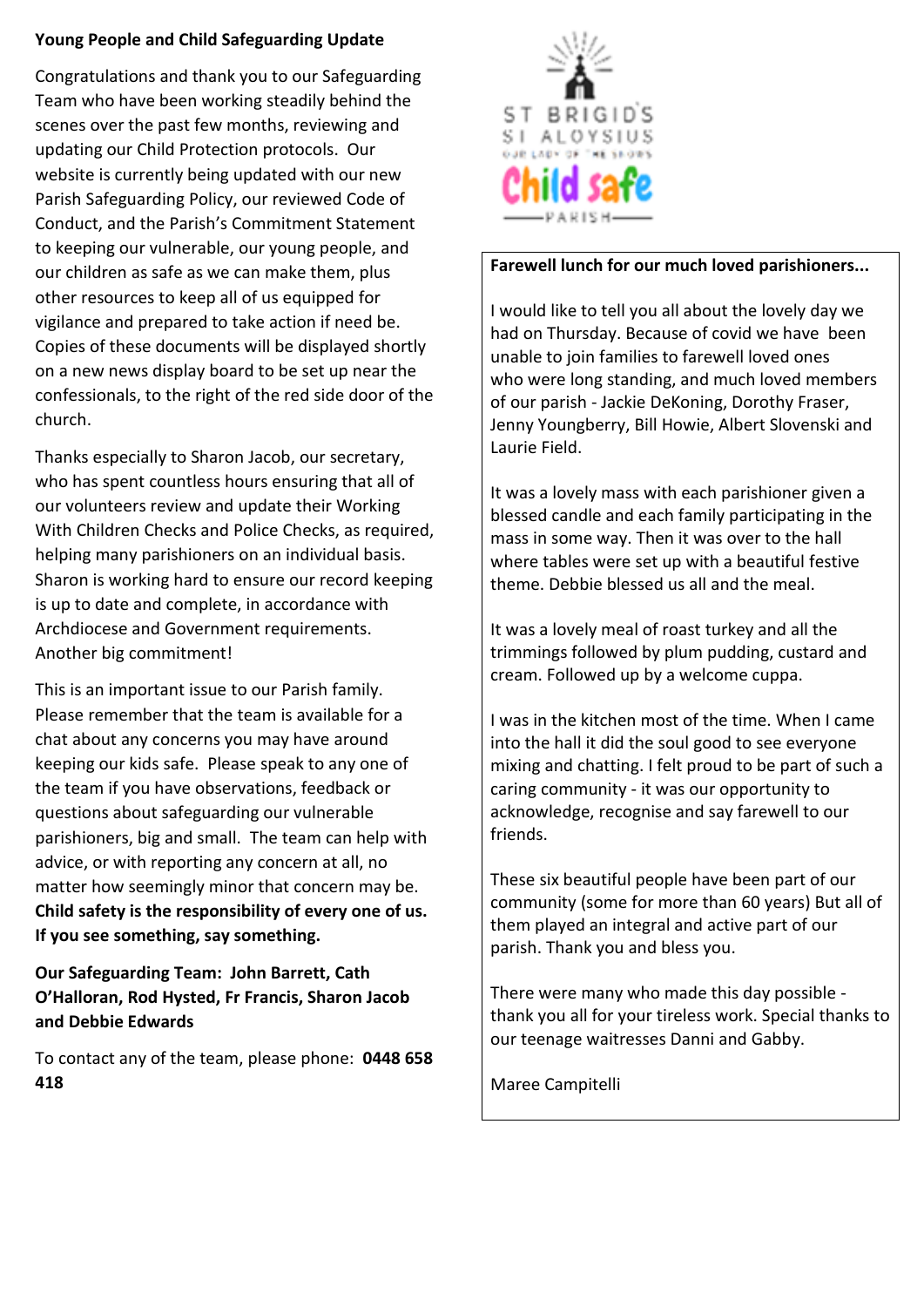## Young People and Child Safeguarding Update

Congratulations and thank you to our Safeguarding Team who have been working steadily behind the scenes over the past few months, reviewing and updating our Child Protection protocols. Our website is currently being updated with our new Parish Safeguarding Policy, our reviewed Code of Conduct, and the Parish's Commitment Statement to keeping our vulnerable, our young people, and our children as safe as we can make them, plus other resources to keep all of us equipped for vigilance and prepared to take action if need be. Copies of these documents will be displayed shortly on a new news display board to be set up near the confessionals, to the right of the red side door of the church.

Thanks especially to Sharon Jacob, our secretary, who has spent countless hours ensuring that all of our volunteers review and update their Working With Children Checks and Police Checks, as required, helping many parishioners on an individual basis. Sharon is working hard to ensure our record keeping is up to date and complete, in accordance with Archdiocese and Government requirements. Another big commitment!

This is an important issue to our Parish family. Please remember that the team is available for a chat about any concerns you may have around keeping our kids safe. Please speak to any one of the team if you have observations, feedback or questions about safeguarding our vulnerable parishioners, big and small. The team can help with advice, or with reporting any concern at all, no matter how seemingly minor that concern may be. **Child safety is the responsibility of every one of us. If you see something, say something.**

**Our Safeguarding Team: John Barrett, Cath O'Halloran, Rod Hysted, Fr Francis, Sharon Jacob and Debbie Edwards**

To contact any of the team, please phone: **0448 658 418**

ST BRIGID'S
ST ALOYSIUS
OUR LADY OF THE SNOWS
Child safe
PARISH

**Farewell lunch for our much loved parishioners...**

I would like to tell you all about the lovely day we had on Thursday. Because of covid we have been unable to join families to farewell loved ones who were long standing, and much loved members of our parish - Jackie DeKoning, Dorothy Fraser, Jenny Youngberry, Bill Howie, Albert Slovenski and Laurie Field.

It was a lovely mass with each parishioner given a blessed candle and each family participating in the mass in some way. Then it was over to the hall where tables were set up with a beautiful festive theme. Debbie blessed us all and the meal.

It was a lovely meal of roast turkey and all the trimmings followed by plum pudding, custard and cream. Followed up by a welcome cuppa.

I was in the kitchen most of the time. When I came into the hall it did the soul good to see everyone mixing and chatting. I felt proud to be part of such a caring community - it was our opportunity to acknowledge, recognise and say farewell to our friends.

These six beautiful people have been part of our community (some for more than 60 years) But all of them played an integral and active part of our parish. Thank you and bless you.

There were many who made this day possible - thank you all for your tireless work. Special thanks to our teenage waitresses Danni and Gabby.

Maree Campitelli